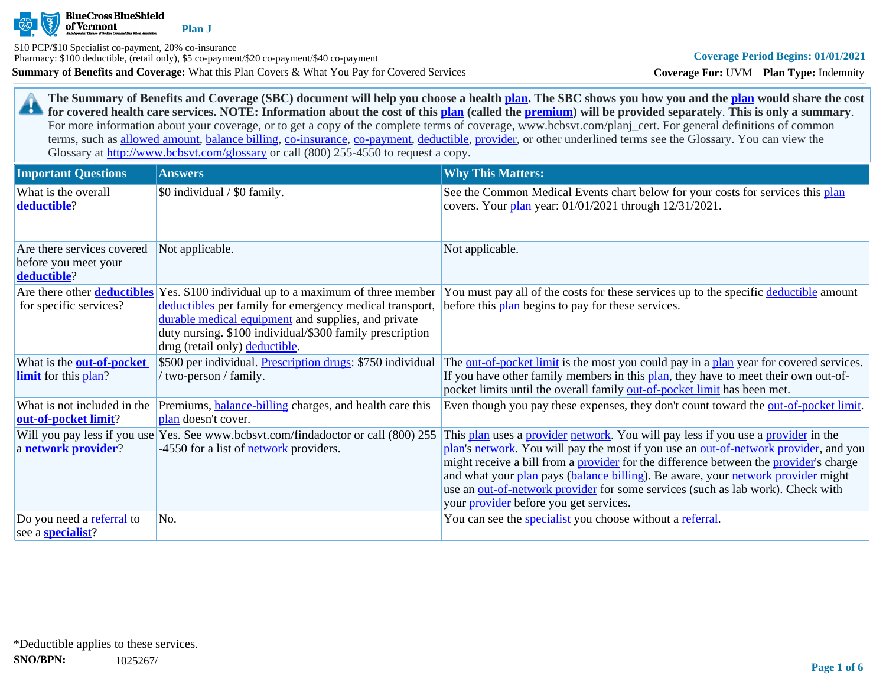BlueCross BlueShield of Vermont

**Plan J**

$10 PCP/$10 Specialist co-payment, 20% co-insurance
Pharmacy: $100 deductible, (retail only), $5 co-payment/$20 co-payment/$40 co-payment

**Coverage Period Begins: 01/01/2021**

**Summary of Benefits and Coverage:** What this Plan Covers & What You Pay for Covered Services

**Coverage For:** UVM **Plan Type:** Indemnity

**The Summary of Benefits and Coverage (SBC) document will help you choose a health plan. The SBC shows you how you and the plan would share the cost for covered health care services. NOTE: Information about the cost of this plan (called the premium) will be provided separately**. **This is only a summary**. For more information about your coverage, or to get a copy of the complete terms of coverage, www.bcbsvt.com/planj_cert. For general definitions of common terms, such as allowed amount, balance billing, co-insurance, co-payment, deductible, provider, or other underlined terms see the Glossary. You can view the Glossary at http://www.bcbsvt.com/glossary or call (800) 255-4550 to request a copy.

| Important Questions | Answers | Why This Matters: |
| --- | --- | --- |
| What is the overall **deductible**? | $0 individual / $0 family. | See the Common Medical Events chart below for your costs for services this plan covers. Your plan year: 01/01/2021 through 12/31/2021. |
| Are there services covered before you meet your **deductible**? | Not applicable. | Not applicable. |
| Are there other **deductibles** for specific services? | Yes. $100 individual up to a maximum of three member deductibles per family for emergency medical transport, durable medical equipment and supplies, and private duty nursing. $100 individual/$300 family prescription drug (retail only) deductible. | You must pay all of the costs for these services up to the specific deductible amount before this plan begins to pay for these services. |
| What is the **out-of-pocket limit** for this plan? | $500 per individual. Prescription drugs: $750 individual / two-person / family. | The out-of-pocket limit is the most you could pay in a plan year for covered services. If you have other family members in this plan, they have to meet their own out-of-pocket limits until the overall family out-of-pocket limit has been met. |
| What is not included in the **out-of-pocket limit**? | Premiums, balance-billing charges, and health care this plan doesn't cover. | Even though you pay these expenses, they don't count toward the out-of-pocket limit. |
| Will you pay less if you use a **network provider**? | Yes. See www.bcbsvt.com/findadoctor or call (800) 255-4550 for a list of network providers. | This plan uses a provider network. You will pay less if you use a provider in the plan's network. You will pay the most if you use an out-of-network provider, and you might receive a bill from a provider for the difference between the provider's charge and what your plan pays (balance billing). Be aware, your network provider might use an out-of-network provider for some services (such as lab work). Check with your provider before you get services. |
| Do you need a referral to see a **specialist**? | No. | You can see the specialist you choose without a referral. |

*Deductible applies to these services.

**SNO/BPN:** 1025267/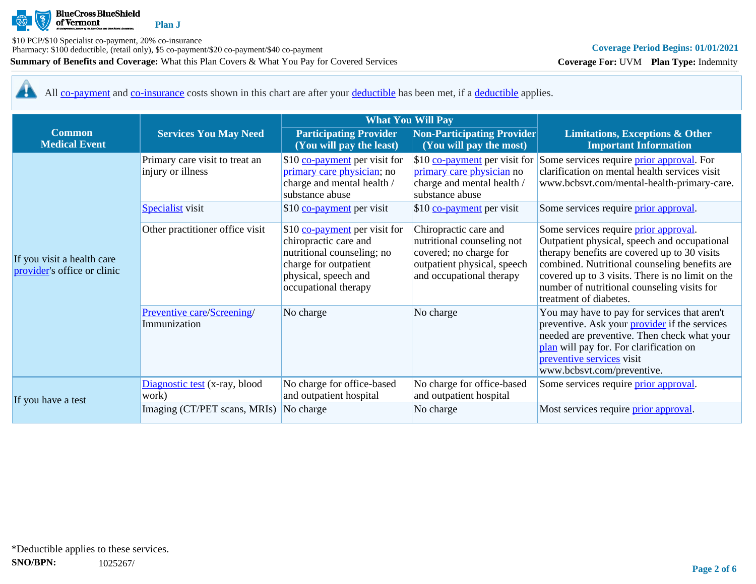All co-payment and co-insurance costs shown in this chart are after your deductible has been met, if a deductible applies.

| Common Medical Event | Services You May Need | What You Will Pay | | Limitations, Exceptions & Other Important Information |
|---|---|---|---|---|
| | | Participating Provider (You will pay the least) | Non-Participating Provider (You will pay the most) | |
| If you visit a health care provider's office or clinic | Primary care visit to treat an injury or illness | $10 co-payment per visit for primary care physician; no charge and mental health / substance abuse | $10 co-payment per visit for primary care physician no charge and mental health / substance abuse | Some services require prior approval. For clarification on mental health services visit www.bcbsvt.com/mental-health-primary-care. |
| | Specialist visit | $10 co-payment per visit | $10 co-payment per visit | Some services require prior approval. |
| | Other practitioner office visit | $10 co-payment per visit for chiropractic care and nutritional counseling; no charge for outpatient physical, speech and occupational therapy | Chiropractic care and nutritional counseling not covered; no charge for outpatient physical, speech and occupational therapy | Some services require prior approval. Outpatient physical, speech and occupational therapy benefits are covered up to 30 visits combined. Nutritional counseling benefits are covered up to 3 visits. There is no limit on the number of nutritional counseling visits for treatment of diabetes. |
| | Preventive care/Screening/ Immunization | No charge | No charge | You may have to pay for services that aren't preventive. Ask your provider if the services needed are preventive. Then check what your plan will pay for. For clarification on preventive services visit www.bcbsvt.com/preventive. |
| If you have a test | Diagnostic test (x-ray, blood work) | No charge for office-based and outpatient hospital | No charge for office-based and outpatient hospital | Some services require prior approval. |
| | Imaging (CT/PET scans, MRIs) | No charge | No charge | Most services require prior approval. |

*Deductible applies to these services.

**SNO/BPN:** 1025267/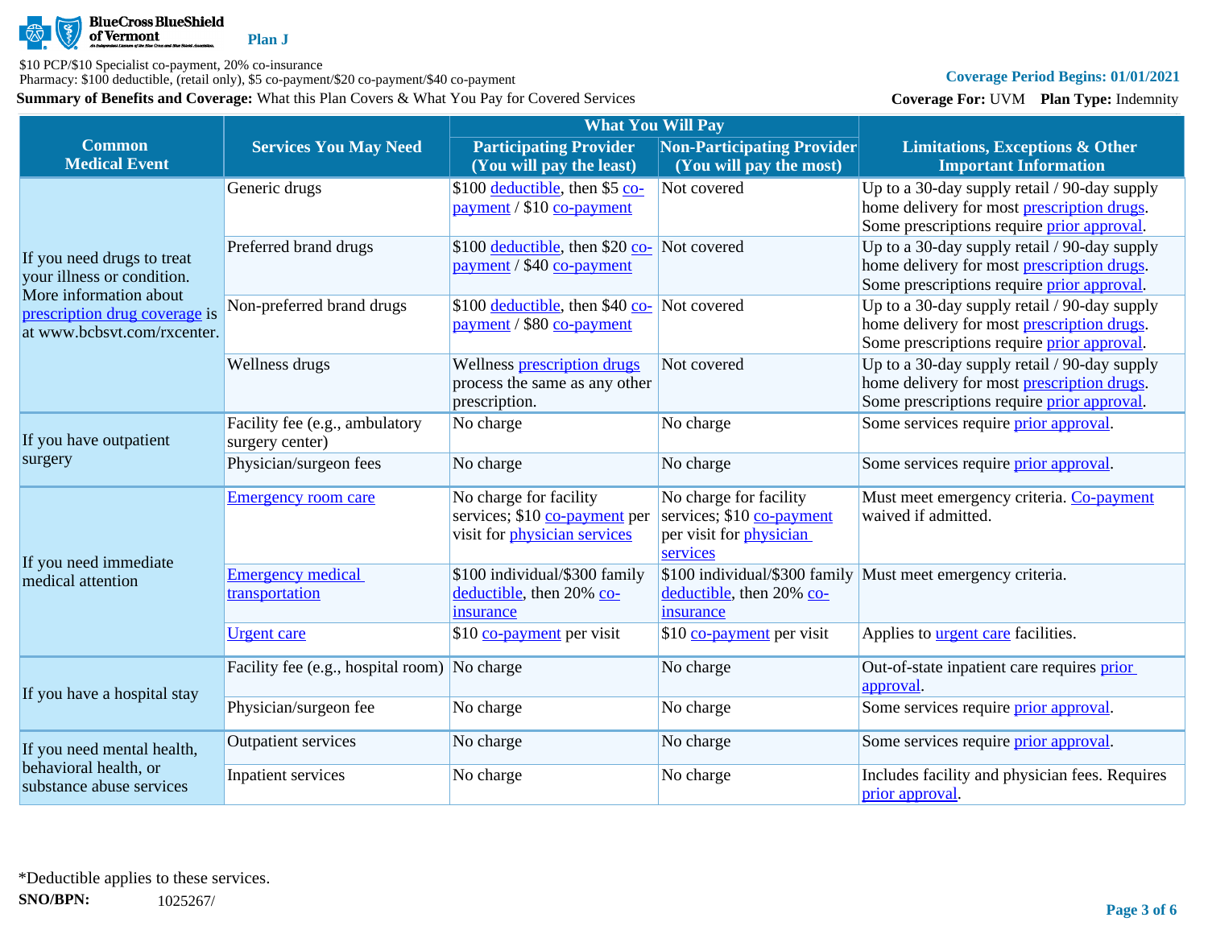BlueCross BlueShield of Vermont **Plan J**

$10 PCP/$10 Specialist co-payment, 20% co-insurance
Pharmacy: $100 deductible, (retail only), $5 co-payment/$20 co-payment/$40 co-payment

**Summary of Benefits and Coverage:** What this Plan Covers & What You Pay for Covered Services

Coverage Period Begins: 01/01/2021
**Coverage For:** UVM **Plan Type:** Indemnity

| Common Medical Event | Services You May Need | What You Will Pay | | Limitations, Exceptions & Other Important Information |
|---|---|---|---|---|
| | | Participating Provider (You will pay the least) | Non-Participating Provider (You will pay the most) | |
| If you need drugs to treat your illness or condition. More information about prescription drug coverage is at www.bcbsvt.com/rxcenter. | Generic drugs | $100 deductible, then $5 co-payment / $10 co-payment | Not covered | Up to a 30-day supply retail / 90-day supply home delivery for most prescription drugs. Some prescriptions require prior approval. |
| | Preferred brand drugs | $100 deductible, then $20 co-payment / $40 co-payment | Not covered | Up to a 30-day supply retail / 90-day supply home delivery for most prescription drugs. Some prescriptions require prior approval. |
| | Non-preferred brand drugs | $100 deductible, then $40 co-payment / $80 co-payment | Not covered | Up to a 30-day supply retail / 90-day supply home delivery for most prescription drugs. Some prescriptions require prior approval. |
| | Wellness drugs | Wellness prescription drugs process the same as any other prescription. | Not covered | Up to a 30-day supply retail / 90-day supply home delivery for most prescription drugs. Some prescriptions require prior approval. |
| If you have outpatient surgery | Facility fee (e.g., ambulatory surgery center) | No charge | No charge | Some services require prior approval. |
| | Physician/surgeon fees | No charge | No charge | Some services require prior approval. |
| If you need immediate medical attention | Emergency room care | No charge for facility services; $10 co-payment per visit for physician services | No charge for facility services; $10 co-payment per visit for physician services | Must meet emergency criteria. Co-payment waived if admitted. |
| | Emergency medical transportation | $100 individual/$300 family deductible, then 20% co-insurance | $100 individual/$300 family deductible, then 20% co-insurance | Must meet emergency criteria. |
| | Urgent care | $10 co-payment per visit | $10 co-payment per visit | Applies to urgent care facilities. |
| If you have a hospital stay | Facility fee (e.g., hospital room) | No charge | No charge | Out-of-state inpatient care requires prior approval. |
| | Physician/surgeon fee | No charge | No charge | Some services require prior approval. |
| If you need mental health, behavioral health, or substance abuse services | Outpatient services | No charge | No charge | Some services require prior approval. |
| | Inpatient services | No charge | No charge | Includes facility and physician fees. Requires prior approval. |

*Deductible applies to these services.

**SNO/BPN:** 1025267/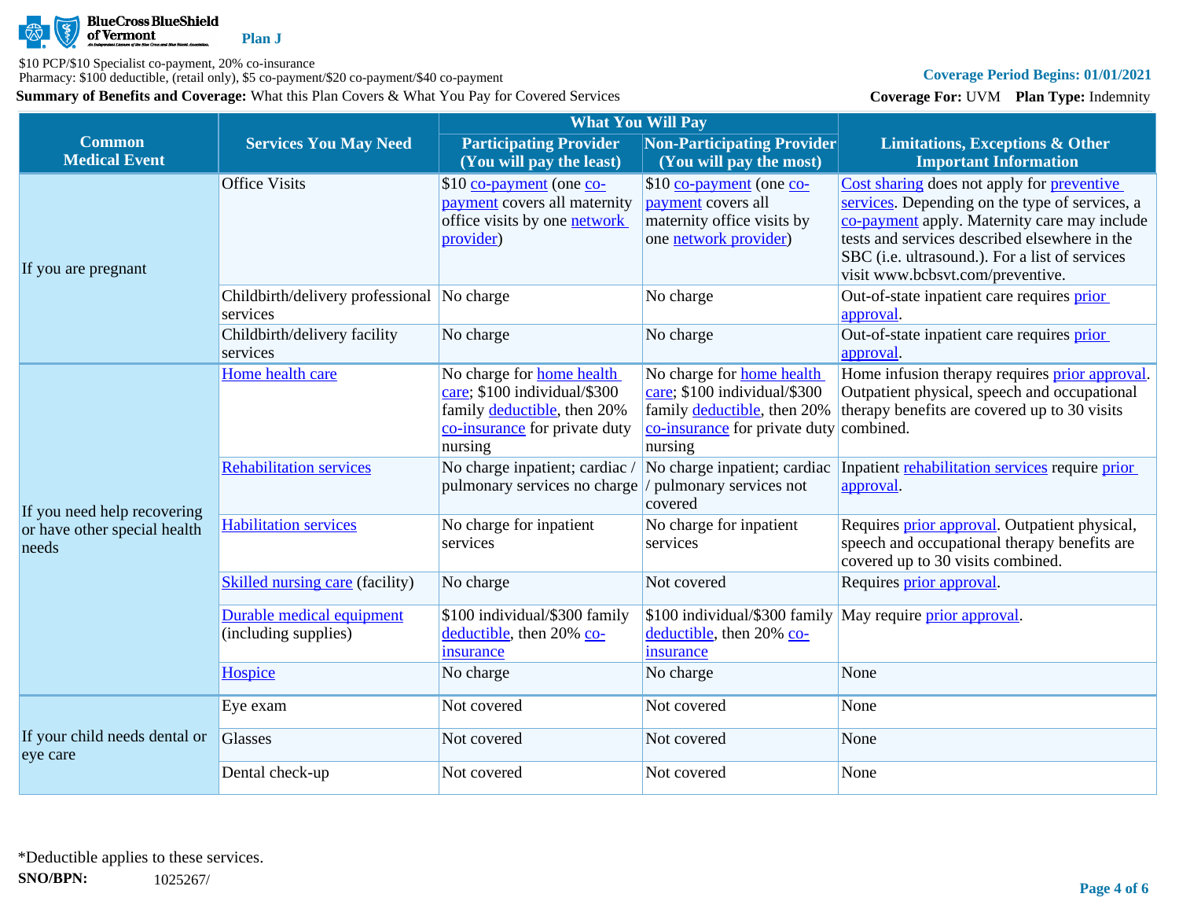BlueCross BlueShield of Vermont **Plan J**

$10 PCP/$10 Specialist co-payment, 20% co-insurance
Pharmacy: $100 deductible, (retail only), $5 co-payment/$20 co-payment/$40 co-payment

**Summary of Benefits and Coverage:** What this Plan Covers & What You Pay for Covered Services

**Coverage Period Begins: 01/01/2021**

**Coverage For:** UVM **Plan Type:** Indemnity

| Common Medical Event | Services You May Need | What You Will Pay | | Limitations, Exceptions & Other Important Information |
|---|---|---|---|---|
| | | Participating Provider (You will pay the least) | Non-Participating Provider (You will pay the most) | |
| If you are pregnant | Office Visits | $10 co-payment (one co-payment covers all maternity office visits by one network provider) | $10 co-payment (one co-payment covers all maternity office visits by one network provider) | Cost sharing does not apply for preventive services. Depending on the type of services, a co-payment apply. Maternity care may include tests and services described elsewhere in the SBC (i.e. ultrasound.). For a list of services visit www.bcbsvt.com/preventive. |
| | Childbirth/delivery professional services | No charge | No charge | Out-of-state inpatient care requires prior approval. |
| | Childbirth/delivery facility services | No charge | No charge | Out-of-state inpatient care requires prior approval. |
| If you need help recovering or have other special health needs | Home health care | No charge for home health care; $100 individual/$300 family deductible, then 20% co-insurance for private duty nursing | No charge for home health care; $100 individual/$300 family deductible, then 20% co-insurance for private duty nursing | Home infusion therapy requires prior approval. Outpatient physical, speech and occupational therapy benefits are covered up to 30 visits combined. |
| | Rehabilitation services | No charge inpatient; cardiac / pulmonary services no charge | No charge inpatient; cardiac / pulmonary services not covered | Inpatient rehabilitation services require prior approval. |
| | Habilitation services | No charge for inpatient services | No charge for inpatient services | Requires prior approval. Outpatient physical, speech and occupational therapy benefits are covered up to 30 visits combined. |
| | Skilled nursing care (facility) | No charge | Not covered | Requires prior approval. |
| | Durable medical equipment (including supplies) | $100 individual/$300 family deductible, then 20% co-insurance | $100 individual/$300 family deductible, then 20% co-insurance | May require prior approval. |
| | Hospice | No charge | No charge | None |
| If your child needs dental or eye care | Eye exam | Not covered | Not covered | None |
| | Glasses | Not covered | Not covered | None |
| | Dental check-up | Not covered | Not covered | None |

*Deductible applies to these services.

**SNO/BPN:** 1025267/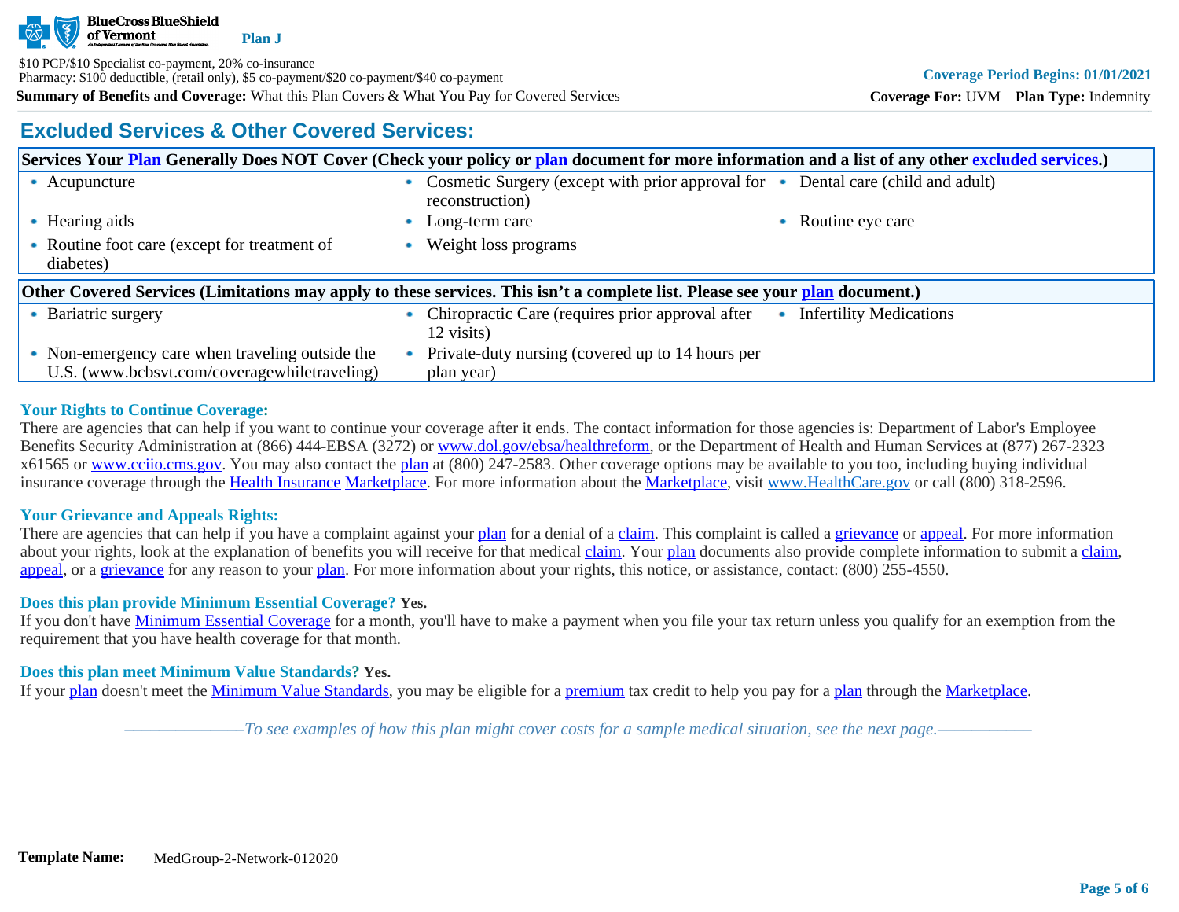## Excluded Services & Other Covered Services:

| Services Your Plan Generally Does NOT Cover (Check your policy or plan document for more information and a list of any other excluded services.) | | |
|---|---|---|
| • Acupuncture | • Cosmetic Surgery (except with prior approval for reconstruction) | • Dental care (child and adult) |
| • Hearing aids | • Long-term care | • Routine eye care |
| • Routine foot care (except for treatment of diabetes) | • Weight loss programs | |

| Other Covered Services (Limitations may apply to these services. This isn't a complete list. Please see your plan document.) | | |
|---|---|---|
| • Bariatric surgery | • Chiropractic Care (requires prior approval after 12 visits) | • Infertility Medications |
| • Non-emergency care when traveling outside the U.S. (www.bcbsvt.com/coveragewhiletraveling) | • Private-duty nursing (covered up to 14 hours per plan year) | |

### Your Rights to Continue Coverage:

There are agencies that can help if you want to continue your coverage after it ends. The contact information for those agencies is: Department of Labor's Employee Benefits Security Administration at (866) 444-EBSA (3272) or www.dol.gov/ebsa/healthreform, or the Department of Health and Human Services at (877) 267-2323 x61565 or www.cciio.cms.gov. You may also contact the plan at (800) 247-2583. Other coverage options may be available to you too, including buying individual insurance coverage through the Health Insurance Marketplace. For more information about the Marketplace, visit www.HealthCare.gov or call (800) 318-2596.

### Your Grievance and Appeals Rights:

There are agencies that can help if you have a complaint against your plan for a denial of a claim. This complaint is called a grievance or appeal. For more information about your rights, look at the explanation of benefits you will receive for that medical claim. Your plan documents also provide complete information to submit a claim, appeal, or a grievance for any reason to your plan. For more information about your rights, this notice, or assistance, contact: (800) 255-4550.

### Does this plan provide Minimum Essential Coverage? **Yes.**

If you don't have Minimum Essential Coverage for a month, you'll have to make a payment when you file your tax return unless you qualify for an exemption from the requirement that you have health coverage for that month.

### Does this plan meet Minimum Value Standards? **Yes.**

If your plan doesn't meet the Minimum Value Standards, you may be eligible for a premium tax credit to help you pay for a plan through the Marketplace.

*——————To see examples of how this plan might cover costs for a sample medical situation, see the next page.——————*

**Template Name:** MedGroup-2-Network-012020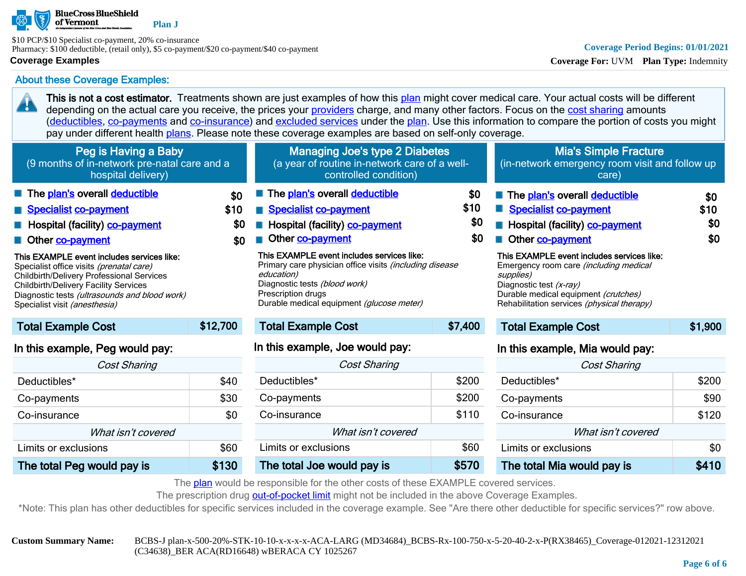BlueCross BlueShield of Vermont **Plan J**

$10 PCP/$10 Specialist co-payment, 20% co-insurance
Pharmacy: $100 deductible, (retail only), $5 co-payment/$20 co-payment/$40 co-payment

**Coverage Period Begins: 01/01/2021**

**Coverage For:** UVM **Plan Type:** Indemnity

## Coverage Examples

### About these Coverage Examples:

**This is not a cost estimator.** Treatments shown are just examples of how this plan might cover medical care. Your actual costs will be different depending on the actual care you receive, the prices your providers charge, and many other factors. Focus on the cost sharing amounts (deductibles, co-payments and co-insurance) and excluded services under the plan. Use this information to compare the portion of costs you might pay under different health plans. Please note these coverage examples are based on self-only coverage.

### Peg is Having a Baby
(9 months of in-network pre-natal care and a hospital delivery)

- The plan's overall deductible: $0
- Specialist co-payment: $10
- Hospital (facility) co-payment: $0
- Other co-payment: $0

**This EXAMPLE event includes services like:**
Specialist office visits *(prenatal care)*
Childbirth/Delivery Professional Services
Childbirth/Delivery Facility Services
Diagnostic tests *(ultrasounds and blood work)*
Specialist visit *(anesthesia)*

| Total Example Cost | $12,700 |
|---|---|

**In this example, Peg would pay:**

| *Cost Sharing* | |
|---|---|
| Deductibles* | $40 |
| Co-payments | $30 |
| Co-insurance | $0 |
| *What isn't covered* | |
| Limits or exclusions | $60 |
| **The total Peg would pay is** | **$130** |

### Managing Joe's type 2 Diabetes
(a year of routine in-network care of a well-controlled condition)

- The plan's overall deductible: $0
- Specialist co-payment: $10
- Hospital (facility) co-payment: $0
- Other co-payment: $0

**This EXAMPLE event includes services like:**
Primary care physician office visits *(including disease education)*
Diagnostic tests *(blood work)*
Prescription drugs
Durable medical equipment *(glucose meter)*

| Total Example Cost | $7,400 |
|---|---|

**In this example, Joe would pay:**

| *Cost Sharing* | |
|---|---|
| Deductibles* | $200 |
| Co-payments | $200 |
| Co-insurance | $110 |
| *What isn't covered* | |
| Limits or exclusions | $60 |
| **The total Joe would pay is** | **$570** |

### Mia's Simple Fracture
(in-network emergency room visit and follow up care)

- The plan's overall deductible: $0
- Specialist co-payment: $10
- Hospital (facility) co-payment: $0
- Other co-payment: $0

**This EXAMPLE event includes services like:**
Emergency room care *(including medical supplies)*
Diagnostic test *(x-ray)*
Durable medical equipment *(crutches)*
Rehabilitation services *(physical therapy)*

| Total Example Cost | $1,900 |
|---|---|

**In this example, Mia would pay:**

| *Cost Sharing* | |
|---|---|
| Deductibles* | $200 |
| Co-payments | $90 |
| Co-insurance | $120 |
| *What isn't covered* | |
| Limits or exclusions | $0 |
| **The total Mia would pay is** | **$410** |

The plan would be responsible for the other costs of these EXAMPLE covered services.
The prescription drug out-of-pocket limit might not be included in the above Coverage Examples.
*Note: This plan has other deductibles for specific services included in the coverage example. See "Are there other deductible for specific services?" row above.

**Custom Summary Name:** BCBS-J plan-x-500-20%-STK-10-10-x-x-x-x-ACA-LARG (MD34684)_BCBS-Rx-100-750-x-5-20-40-2-x-P(RX38465)_Coverage-012021-12312021 (C34638)_BER ACA(RD16648) wBERACA CY 1025267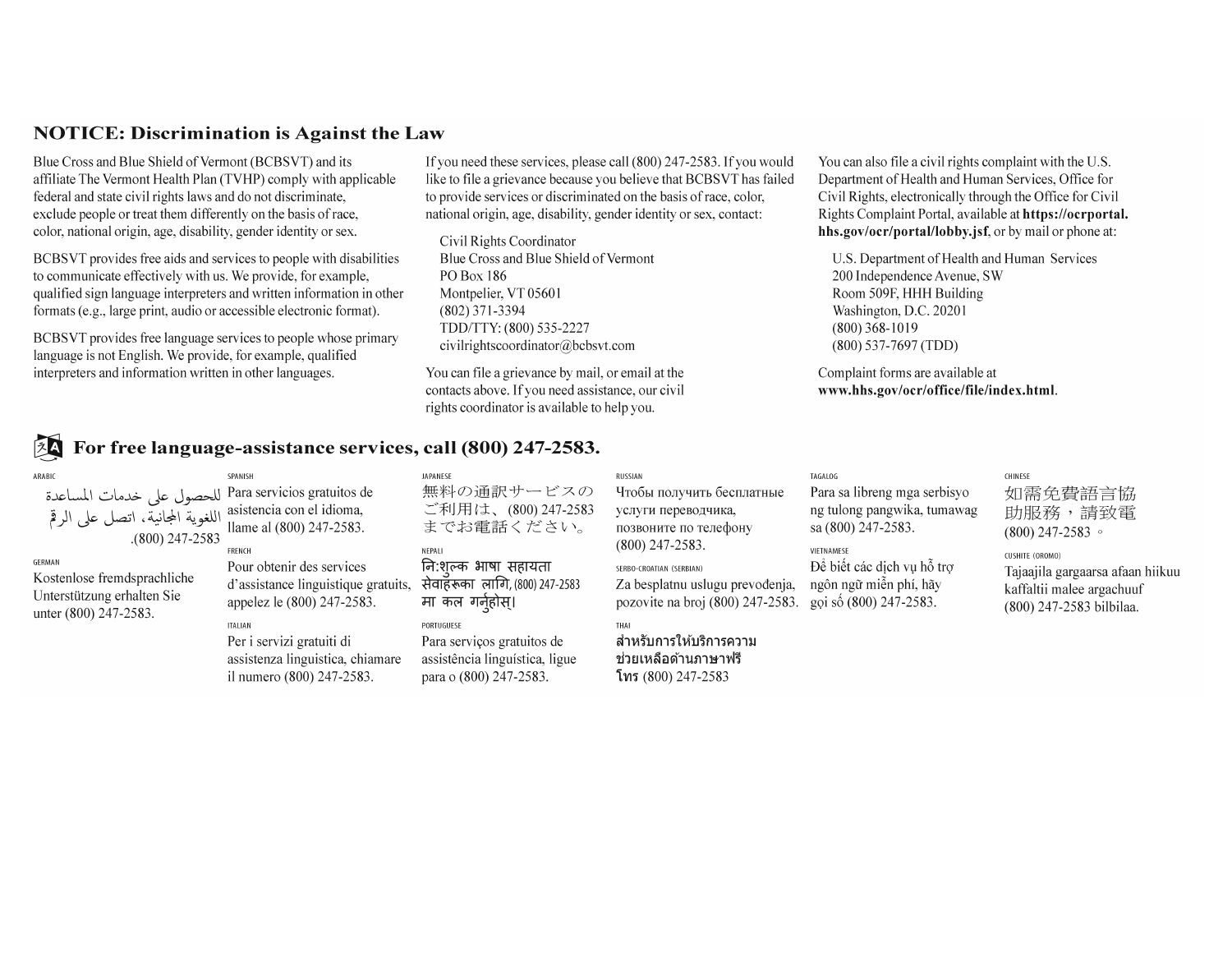## NOTICE: Discrimination is Against the Law

Blue Cross and Blue Shield of Vermont (BCBSVT) and its affiliate The Vermont Health Plan (TVHP) comply with applicable federal and state civil rights laws and do not discriminate, exclude people or treat them differently on the basis of race, color, national origin, age, disability, gender identity or sex.

BCBSVT provides free aids and services to people with disabilities to communicate effectively with us. We provide, for example, qualified sign language interpreters and written information in other formats (e.g., large print, audio or accessible electronic format).

BCBSVT provides free language services to people whose primary language is not English. We provide, for example, qualified interpreters and information written in other languages.

If you need these services, please call (800) 247-2583. If you would like to file a grievance because you believe that BCBSVT has failed to provide services or discriminated on the basis of race, color, national origin, age, disability, gender identity or sex, contact:

Civil Rights Coordinator
Blue Cross and Blue Shield of Vermont
PO Box 186
Montpelier, VT 05601
(802) 371-3394
TDD/TTY: (800) 535-2227
civilrightscoordinator@bcbsvt.com

You can file a grievance by mail, or email at the contacts above. If you need assistance, our civil rights coordinator is available to help you.

You can also file a civil rights complaint with the U.S. Department of Health and Human Services, Office for Civil Rights, electronically through the Office for Civil Rights Complaint Portal, available at **https://ocrportal.hhs.gov/ocr/portal/lobby.jsf**, or by mail or phone at:

U.S. Department of Health and Human Services
200 Independence Avenue, SW
Room 509F, HHH Building
Washington, D.C. 20201
(800) 368-1019
(800) 537-7697 (TDD)

Complaint forms are available at **www.hhs.gov/ocr/office/file/index.html**.

## For free language-assistance services, call (800) 247-2583.

ARABIC
للحصول على خدمات المساعدة اللغوية المجانية، اتصل على الرقم 2583-247 (800).

GERMAN
Kostenlose fremdsprachliche Unterstützung erhalten Sie unter (800) 247-2583.

SPANISH
Para servicios gratuitos de asistencia con el idioma, llame al (800) 247-2583.

FRENCH
Pour obtenir des services d'assistance linguistique gratuits, appelez le (800) 247-2583.

ITALIAN
Per i servizi gratuiti di assistenza linguistica, chiamare il numero (800) 247-2583.

JAPANESE
無料の通訳サービスのご利用は、(800) 247-2583までお電話ください。

NEPALI
निःशुल्क भाषा सहायता सेवाहरूका लागि, (800) 247-2583 मा कल गर्नुहोस्।

PORTUGUESE
Para serviços gratuitos de assistência linguística, ligue para o (800) 247-2583.

RUSSIAN
Чтобы получить бесплатные услуги переводчика, позвоните по телефону (800) 247-2583.

SERBO-CROATIAN (SERBIAN)
Za besplatnu uslugu prevođenja, pozovite na broj (800) 247-2583.

THAI
สำหรับการให้บริการความช่วยเหลือด้านภาษาฟรี โทร (800) 247-2583

TAGALOG
Para sa libreng mga serbisyo ng tulong pangwika, tumawag sa (800) 247-2583.

VIETNAMESE
Để biết các dịch vụ hỗ trợ ngôn ngữ miễn phí, hãy gọi số (800) 247-2583.

CHINESE
如需免費語言協助服務，請致電 (800) 247-2583。

CUSHITE (OROMO)
Tajaajila gargaarsa afaan hiikuu kaffaltii malee argachuuf (800) 247-2583 bilbilaa.